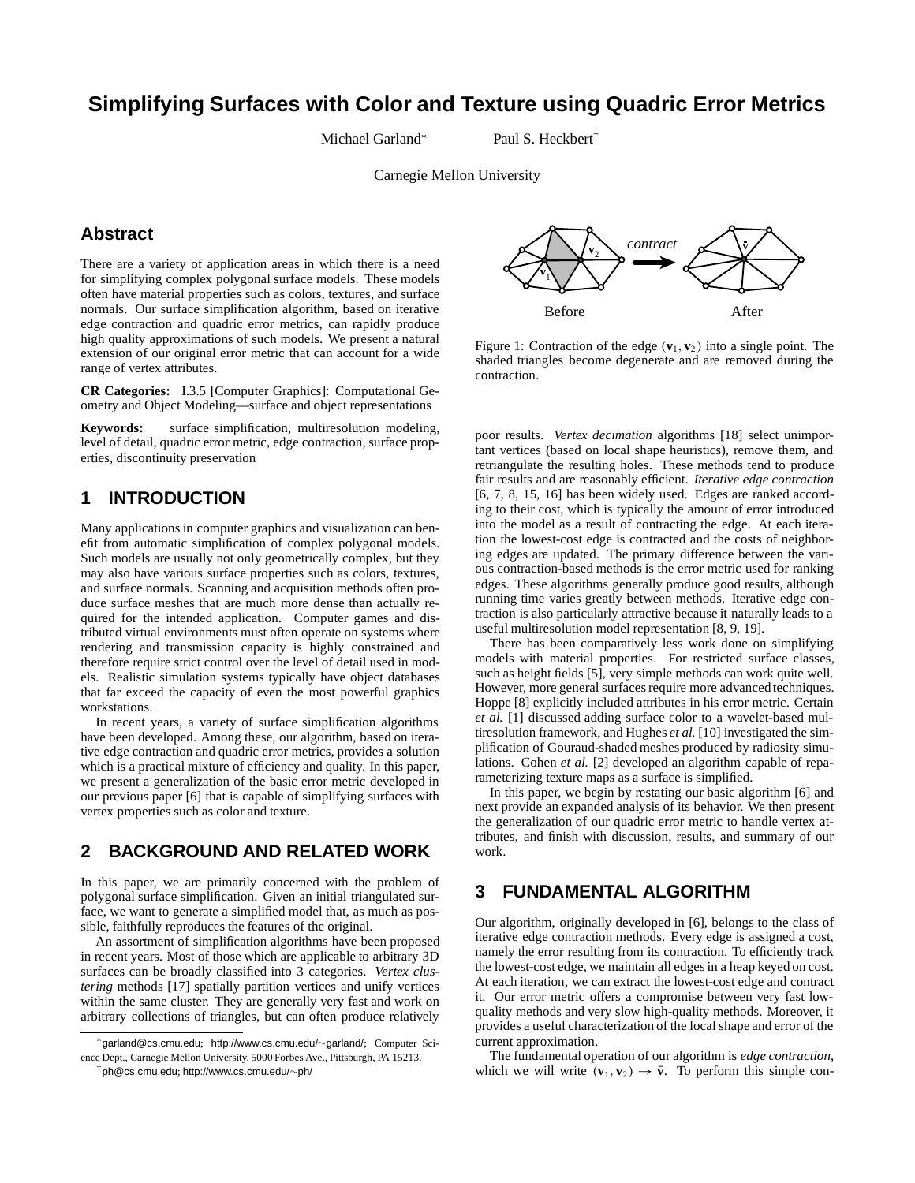# Simplifying Surfaces with Color and Texture using Quadric Error Metrics

Michael Garland[*] Paul S. Heckbert[†]

Carnegie Mellon University

## Abstract

There are a variety of application areas in which there is a need for simplifying complex polygonal surface models. These models often have material properties such as colors, textures, and surface normals. Our surface simplification algorithm, based on iterative edge contraction and quadric error metrics, can rapidly produce high quality approximations of such models. We present a natural extension of our original error metric that can account for a wide range of vertex attributes.

**CR Categories:** I.3.5 [Computer Graphics]: Computational Geometry and Object Modeling—surface and object representations

**Keywords:** surface simplification, multiresolution modeling, level of detail, quadric error metric, edge contraction, surface properties, discontinuity preservation

## 1 INTRODUCTION

Many applications in computer graphics and visualization can benefit from automatic simplification of complex polygonal models. Such models are usually not only geometrically complex, but they may also have various surface properties such as colors, textures, and surface normals. Scanning and acquisition methods often produce surface meshes that are much more dense than actually required for the intended application. Computer games and distributed virtual environments must often operate on systems where rendering and transmission capacity is highly constrained and therefore require strict control over the level of detail used in models. Realistic simulation systems typically have object databases that far exceed the capacity of even the most powerful graphics workstations.

In recent years, a variety of surface simplification algorithms have been developed. Among these, our algorithm, based on iterative edge contraction and quadric error metrics, provides a solution which is a practical mixture of efficiency and quality. In this paper, we present a generalization of the basic error metric developed in our previous paper [6] that is capable of simplifying surfaces with vertex properties such as color and texture.

## 2 BACKGROUND AND RELATED WORK

In this paper, we are primarily concerned with the problem of polygonal surface simplification. Given an initial triangulated surface, we want to generate a simplified model that, as much as possible, faithfully reproduces the features of the original.

An assortment of simplification algorithms have been proposed in recent years. Most of those which are applicable to arbitrary 3D surfaces can be broadly classified into 3 categories. *Vertex clustering* methods [17] spatially partition vertices and unify vertices within the same cluster. They are generally very fast and work on arbitrary collections of triangles, but can often produce relatively poor results. *Vertex decimation* algorithms [18] select unimportant vertices (based on local shape heuristics), remove them, and retriangulate the resulting holes. These methods tend to produce fair results and are reasonably efficient. *Iterative edge contraction* [6, 7, 8, 15, 16] has been widely used. Edges are ranked according to their cost, which is typically the amount of error introduced into the model as a result of contracting the edge. At each iteration the lowest-cost edge is contracted and the costs of neighboring edges are updated. The primary difference between the various contraction-based methods is the error metric used for ranking edges. These algorithms generally produce good results, although running time varies greatly between methods. Iterative edge contraction is also particularly attractive because it naturally leads to a useful multiresolution model representation [8, 9, 19].

Figure 1: Contraction of the edge $(\mathbf{v}_1, \mathbf{v}_2)$ into a single point. The shaded triangles become degenerate and are removed during the contraction.

There has been comparatively less work done on simplifying models with material properties. For restricted surface classes, such as height fields [5], very simple methods can work quite well. However, more general surfaces require more advanced techniques. Hoppe [8] explicitly included attributes in his error metric. Certain *et al.* [1] discussed adding surface color to a wavelet-based multiresolution framework, and Hughes *et al.* [10] investigated the simplification of Gouraud-shaded meshes produced by radiosity simulations. Cohen *et al.* [2] developed an algorithm capable of reparameterizing texture maps as a surface is simplified.

In this paper, we begin by restating our basic algorithm [6] and next provide an expanded analysis of its behavior. We then present the generalization of our quadric error metric to handle vertex attributes, and finish with discussion, results, and summary of our work.

## 3 FUNDAMENTAL ALGORITHM

Our algorithm, originally developed in [6], belongs to the class of iterative edge contraction methods. Every edge is assigned a cost, namely the error resulting from its contraction. To efficiently track the lowest-cost edge, we maintain all edges in a heap keyed on cost. At each iteration, we can extract the lowest-cost edge and contract it. Our error metric offers a compromise between very fast low-quality methods and very slow high-quality methods. Moreover, it provides a useful characterization of the local shape and error of the current approximation.

The fundamental operation of our algorithm is *edge contraction*, which we will write $(\mathbf{v}_1, \mathbf{v}_2) \rightarrow \bar{\mathbf{v}}$. To perform this simple con-

[*] garland@cs.cmu.edu; http://www.cs.cmu.edu/∼garland/; Computer Science Dept., Carnegie Mellon University, 5000 Forbes Ave., Pittsburgh, PA 15213.

[†] ph@cs.cmu.edu; http://www.cs.cmu.edu/∼ph/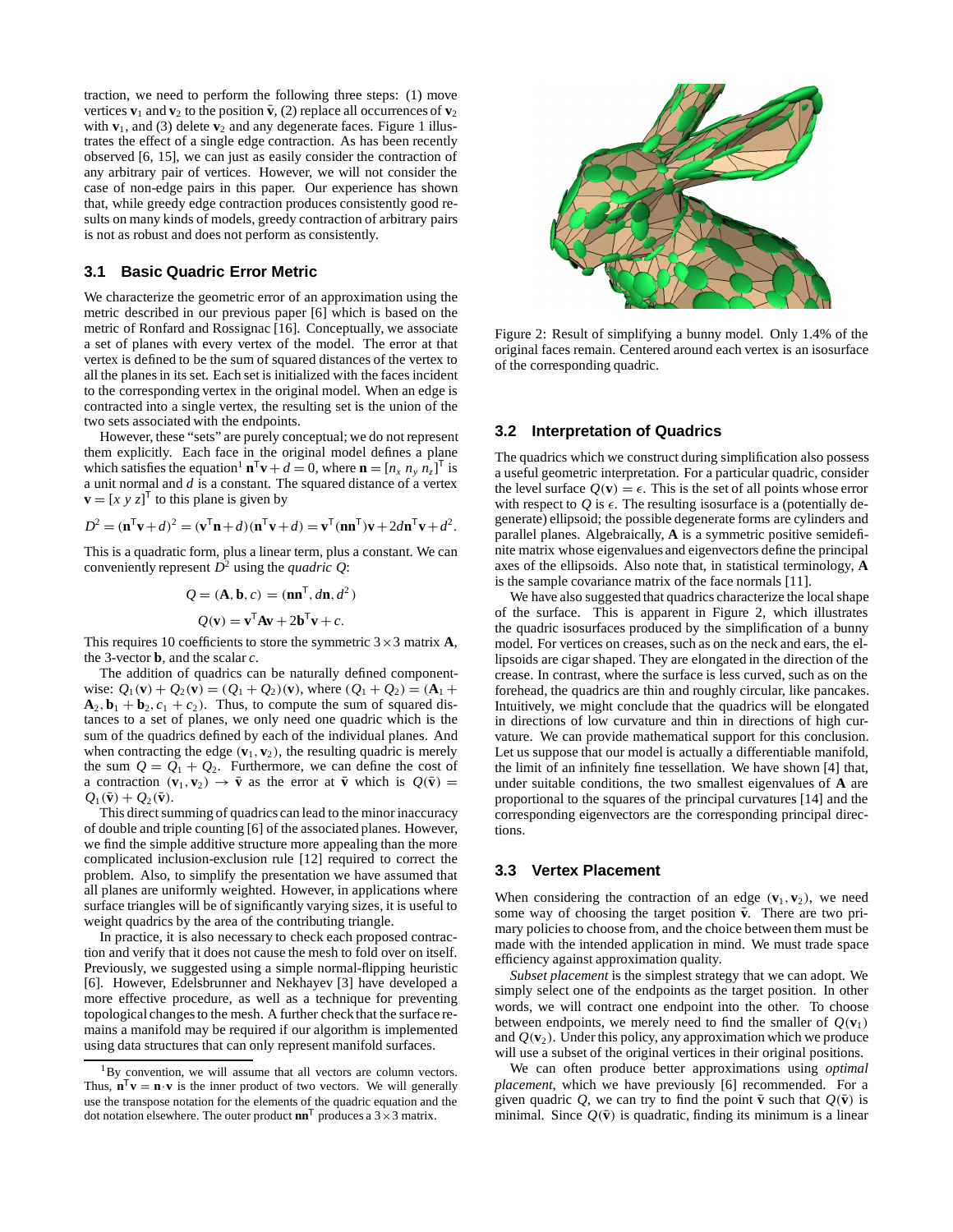traction, we need to perform the following three steps: (1) move vertices $\mathbf{v}_1$ and $\mathbf{v}_2$ to the position $\bar{\mathbf{v}}$, (2) replace all occurrences of $\mathbf{v}_2$ with $\mathbf{v}_1$, and (3) delete $\mathbf{v}_2$ and any degenerate faces. Figure 1 illustrates the effect of a single edge contraction. As has been recently observed [6, 15], we can just as easily consider the contraction of any arbitrary pair of vertices. However, we will not consider the case of non-edge pairs in this paper. Our experience has shown that, while greedy edge contraction produces consistently good results on many kinds of models, greedy contraction of arbitrary pairs is not as robust and does not perform as consistently.

### 3.1 Basic Quadric Error Metric

We characterize the geometric error of an approximation using the metric described in our previous paper [6] which is based on the metric of Ronfard and Rossignac [16]. Conceptually, we associate a set of planes with every vertex of the model. The error at that vertex is defined to be the sum of squared distances of the vertex to all the planes in its set. Each set is initialized with the faces incident to the corresponding vertex in the original model. When an edge is contracted into a single vertex, the resulting set is the union of the two sets associated with the endpoints.

However, these "sets" are purely conceptual; we do not represent them explicitly. Each face in the original model defines a plane which satisfies the equation[1] $\mathbf{n}^{\mathsf{T}}\mathbf{v} + d = 0$, where $\mathbf{n} = [n_x\ n_y\ n_z]^{\mathsf{T}}$ is a unit normal and $d$ is a constant. The squared distance of a vertex $\mathbf{v} = [x\ y\ z]^{\mathsf{T}}$ to this plane is given by

$$D^2 = (\mathbf{n}^{\mathsf{T}}\mathbf{v} + d)^2 = (\mathbf{v}^{\mathsf{T}}\mathbf{n} + d)(\mathbf{n}^{\mathsf{T}}\mathbf{v} + d) = \mathbf{v}^{\mathsf{T}}(\mathbf{n}\mathbf{n}^{\mathsf{T}})\mathbf{v} + 2d\mathbf{n}^{\mathsf{T}}\mathbf{v} + d^2.$$

This is a quadratic form, plus a linear term, plus a constant. We can conveniently represent $D^2$ using the *quadric* $Q$:

$$Q = (\mathbf{A}, \mathbf{b}, c) = (\mathbf{n}\mathbf{n}^{\mathsf{T}}, d\mathbf{n}, d^2)$$

$$Q(\mathbf{v}) = \mathbf{v}^{\mathsf{T}}\mathbf{A}\mathbf{v} + 2\mathbf{b}^{\mathsf{T}}\mathbf{v} + c.$$

This requires 10 coefficients to store the symmetric $3 \times 3$ matrix $\mathbf{A}$, the 3-vector $\mathbf{b}$, and the scalar $c$.

The addition of quadrics can be naturally defined componentwise: $Q_1(\mathbf{v}) + Q_2(\mathbf{v}) = (Q_1 + Q_2)(\mathbf{v})$, where $(Q_1 + Q_2) = (\mathbf{A}_1 + \mathbf{A}_2, \mathbf{b}_1 + \mathbf{b}_2, c_1 + c_2)$. Thus, to compute the sum of squared distances to a set of planes, we only need one quadric which is the sum of the quadrics defined by each of the individual planes. And when contracting the edge $(\mathbf{v}_1, \mathbf{v}_2)$, the resulting quadric is merely the sum $Q = Q_1 + Q_2$. Furthermore, we can define the cost of a contraction $(\mathbf{v}_1, \mathbf{v}_2) \rightarrow \bar{\mathbf{v}}$ as the error at $\bar{\mathbf{v}}$ which is $Q(\bar{\mathbf{v}}) = Q_1(\bar{\mathbf{v}}) + Q_2(\bar{\mathbf{v}})$.

This direct summing of quadrics can lead to the minor inaccuracy of double and triple counting [6] of the associated planes. However, we find the simple additive structure more appealing than the more complicated inclusion-exclusion rule [12] required to correct the problem. Also, to simplify the presentation we have assumed that all planes are uniformly weighted. However, in applications where surface triangles will be of significantly varying sizes, it is useful to weight quadrics by the area of the contributing triangle.

In practice, it is also necessary to check each proposed contraction and verify that it does not cause the mesh to fold over on itself. Previously, we suggested using a simple normal-flipping heuristic [6]. However, Edelsbrunner and Nekhayev [3] have developed a more effective procedure, as well as a technique for preventing topological changes to the mesh. A further check that the surface remains a manifold may be required if our algorithm is implemented using data structures that can only represent manifold surfaces.

[1] By convention, we will assume that all vectors are column vectors. Thus, $\mathbf{n}^{\mathsf{T}}\mathbf{v} = \mathbf{n} \cdot \mathbf{v}$ is the inner product of two vectors. We will generally use the transpose notation for the elements of the quadric equation and the dot notation elsewhere. The outer product $\mathbf{n}\mathbf{n}^{\mathsf{T}}$ produces a $3 \times 3$ matrix.

Figure 2: Result of simplifying a bunny model. Only 1.4% of the original faces remain. Centered around each vertex is an isosurface of the corresponding quadric.

### 3.2 Interpretation of Quadrics

The quadrics which we construct during simplification also possess a useful geometric interpretation. For a particular quadric, consider the level surface $Q(\mathbf{v}) = \epsilon$. This is the set of all points whose error with respect to $Q$ is $\epsilon$. The resulting isosurface is a (potentially degenerate) ellipsoid; the possible degenerate forms are cylinders and parallel planes. Algebraically, $\mathbf{A}$ is a symmetric positive semidefinite matrix whose eigenvalues and eigenvectors define the principal axes of the ellipsoids. Also note that, in statistical terminology, $\mathbf{A}$ is the sample covariance matrix of the face normals [11].

We have also suggested that quadrics characterize the local shape of the surface. This is apparent in Figure 2, which illustrates the quadric isosurfaces produced by the simplification of a bunny model. For vertices on creases, such as on the neck and ears, the ellipsoids are cigar shaped. They are elongated in the direction of the crease. In contrast, where the surface is less curved, such as on the forehead, the quadrics are thin and roughly circular, like pancakes. Intuitively, we might conclude that the quadrics will be elongated in directions of low curvature and thin in directions of high curvature. We can provide mathematical support for this conclusion. Let us suppose that our model is actually a differentiable manifold, the limit of an infinitely fine tessellation. We have shown [4] that, under suitable conditions, the two smallest eigenvalues of $\mathbf{A}$ are proportional to the squares of the principal curvatures [14] and the corresponding eigenvectors are the corresponding principal directions.

### 3.3 Vertex Placement

When considering the contraction of an edge $(\mathbf{v}_1, \mathbf{v}_2)$, we need some way of choosing the target position $\bar{\mathbf{v}}$. There are two primary policies to choose from, and the choice between them must be made with the intended application in mind. We must trade space efficiency against approximation quality.

*Subset placement* is the simplest strategy that we can adopt. We simply select one of the endpoints as the target position. In other words, we will contract one endpoint into the other. To choose between endpoints, we merely need to find the smaller of $Q(\mathbf{v}_1)$ and $Q(\mathbf{v}_2)$. Under this policy, any approximation which we produce will use a subset of the original vertices in their original positions.

We can often produce better approximations using *optimal placement*, which we have previously [6] recommended. For a given quadric $Q$, we can try to find the point $\bar{\mathbf{v}}$ such that $Q(\bar{\mathbf{v}})$ is minimal. Since $Q(\bar{\mathbf{v}})$ is quadratic, finding its minimum is a linear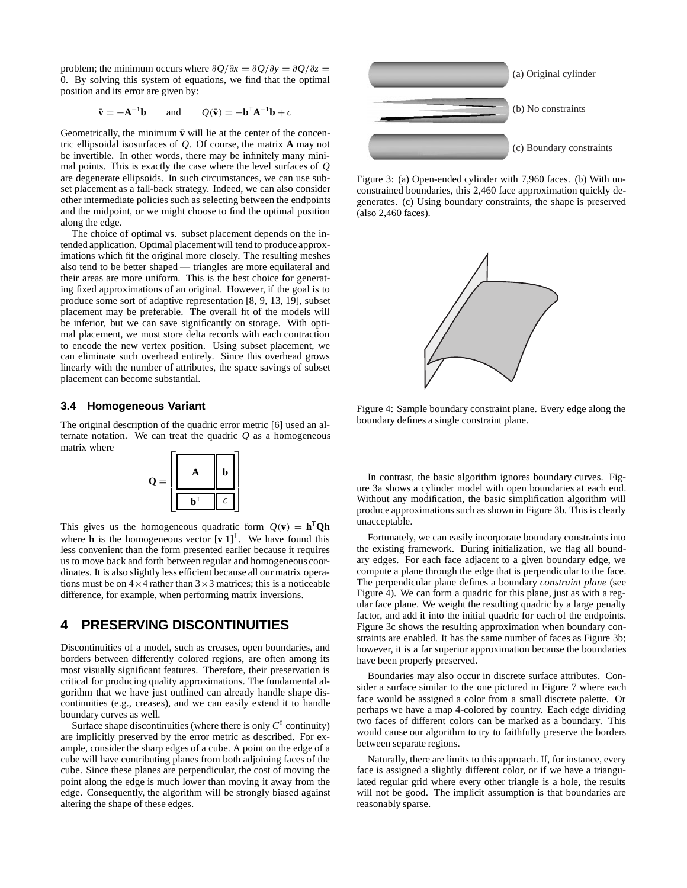problem; the minimum occurs where $\partial Q/\partial x = \partial Q/\partial y = \partial Q/\partial z = 0$. By solving this system of equations, we find that the optimal position and its error are given by:

$$\bar{\mathbf{v}} = -\mathbf{A}^{-1}\mathbf{b} \qquad \text{and} \qquad Q(\bar{\mathbf{v}}) = -\mathbf{b}^{\mathsf{T}}\mathbf{A}^{-1}\mathbf{b} + c$$

Geometrically, the minimum $\bar{\mathbf{v}}$ will lie at the center of the concentric ellipsoidal isosurfaces of $Q$. Of course, the matrix $\mathbf{A}$ may not be invertible. In other words, there may be infinitely many minimal points. This is exactly the case where the level surfaces of $Q$ are degenerate ellipsoids. In such circumstances, we can use subset placement as a fall-back strategy. Indeed, we can also consider other intermediate policies such as selecting between the endpoints and the midpoint, or we might choose to find the optimal position along the edge.

The choice of optimal vs. subset placement depends on the intended application. Optimal placement will tend to produce approximations which fit the original more closely. The resulting meshes also tend to be better shaped — triangles are more equilateral and their areas are more uniform. This is the best choice for generating fixed approximations of an original. However, if the goal is to produce some sort of adaptive representation [8, 9, 13, 19], subset placement may be preferable. The overall fit of the models will be inferior, but we can save significantly on storage. With optimal placement, we must store delta records with each contraction to encode the new vertex position. Using subset placement, we can eliminate such overhead entirely. Since this overhead grows linearly with the number of attributes, the space savings of subset placement can become substantial.

### 3.4 Homogeneous Variant

The original description of the quadric error metric [6] used an alternate notation. We can treat the quadric $Q$ as a homogeneous matrix where

$$\mathbf{Q} = \begin{bmatrix} \mathbf{A} & \mathbf{b} \\ \mathbf{b}^{\mathsf{T}} & c \end{bmatrix}$$

This gives us the homogeneous quadratic form $Q(\mathbf{v}) = \mathbf{h}^{\mathsf{T}}\mathbf{Q}\mathbf{h}$ where $\mathbf{h}$ is the homogeneous vector $[\mathbf{v}\ 1]^{\mathsf{T}}$. We have found this less convenient than the form presented earlier because it requires us to move back and forth between regular and homogeneous coordinates. It is also slightly less efficient because all our matrix operations must be on $4\times4$ rather than $3\times3$ matrices; this is a noticeable difference, for example, when performing matrix inversions.

## 4 PRESERVING DISCONTINUITIES

Discontinuities of a model, such as creases, open boundaries, and borders between differently colored regions, are often among its most visually significant features. Therefore, their preservation is critical for producing quality approximations. The fundamental algorithm that we have just outlined can already handle shape discontinuities (e.g., creases), and we can easily extend it to handle boundary curves as well.

Surface shape discontinuities (where there is only $C^0$ continuity) are implicitly preserved by the error metric as described. For example, consider the sharp edges of a cube. A point on the edge of a cube will have contributing planes from both adjoining faces of the cube. Since these planes are perpendicular, the cost of moving the point along the edge is much lower than moving it away from the edge. Consequently, the algorithm will be strongly biased against altering the shape of these edges.

(a) Original cylinder

(b) No constraints

(c) Boundary constraints

Figure 3: (a) Open-ended cylinder with 7,960 faces. (b) With unconstrained boundaries, this 2,460 face approximation quickly degenerates. (c) Using boundary constraints, the shape is preserved (also 2,460 faces).

Figure 4: Sample boundary constraint plane. Every edge along the boundary defines a single constraint plane.

In contrast, the basic algorithm ignores boundary curves. Figure 3a shows a cylinder model with open boundaries at each end. Without any modification, the basic simplification algorithm will produce approximations such as shown in Figure 3b. This is clearly unacceptable.

Fortunately, we can easily incorporate boundary constraints into the existing framework. During initialization, we flag all boundary edges. For each face adjacent to a given boundary edge, we compute a plane through the edge that is perpendicular to the face. The perpendicular plane defines a boundary *constraint plane* (see Figure 4). We can form a quadric for this plane, just as with a regular face plane. We weight the resulting quadric by a large penalty factor, and add it into the initial quadric for each of the endpoints. Figure 3c shows the resulting approximation when boundary constraints are enabled. It has the same number of faces as Figure 3b; however, it is a far superior approximation because the boundaries have been properly preserved.

Boundaries may also occur in discrete surface attributes. Consider a surface similar to the one pictured in Figure 7 where each face would be assigned a color from a small discrete palette. Or perhaps we have a map 4-colored by country. Each edge dividing two faces of different colors can be marked as a boundary. This would cause our algorithm to try to faithfully preserve the borders between separate regions.

Naturally, there are limits to this approach. If, for instance, every face is assigned a slightly different color, or if we have a triangulated regular grid where every other triangle is a hole, the results will not be good. The implicit assumption is that boundaries are reasonably sparse.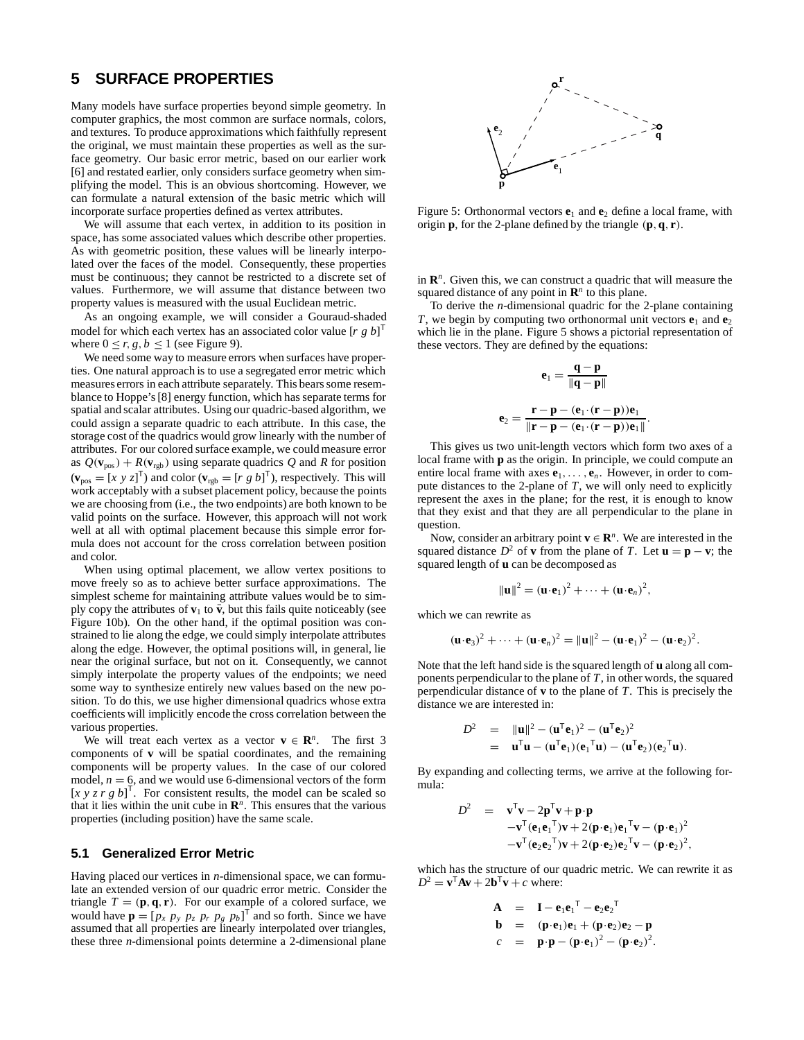## 5 SURFACE PROPERTIES

Many models have surface properties beyond simple geometry. In computer graphics, the most common are surface normals, colors, and textures. To produce approximations which faithfully represent the original, we must maintain these properties as well as the surface geometry. Our basic error metric, based on our earlier work [6] and restated earlier, only considers surface geometry when simplifying the model. This is an obvious shortcoming. However, we can formulate a natural extension of the basic metric which will incorporate surface properties defined as vertex attributes.

We will assume that each vertex, in addition to its position in space, has some associated values which describe other properties. As with geometric position, these values will be linearly interpolated over the faces of the model. Consequently, these properties must be continuous; they cannot be restricted to a discrete set of values. Furthermore, we will assume that distance between two property values is measured with the usual Euclidean metric.

As an ongoing example, we will consider a Gouraud-shaded model for which each vertex has an associated color value $[r\ g\ b]^\mathsf{T}$ where $0 \le r, g, b \le 1$ (see Figure 9).

We need some way to measure errors when surfaces have properties. One natural approach is to use a segregated error metric which measures errors in each attribute separately. This bears some resemblance to Hoppe's [8] energy function, which has separate terms for spatial and scalar attributes. Using our quadric-based algorithm, we could assign a separate quadric to each attribute. In this case, the storage cost of the quadrics would grow linearly with the number of attributes. For our colored surface example, we could measure error as $Q(\mathbf{v}_{\text{pos}}) + R(\mathbf{v}_{\text{rgb}})$ using separate quadrics $Q$ and $R$ for position ($\mathbf{v}_{\text{pos}} = [x\ y\ z]^\mathsf{T}$) and color ($\mathbf{v}_{\text{rgb}} = [r\ g\ b]^\mathsf{T}$), respectively. This will work acceptably with a subset placement policy, because the points we are choosing from (i.e., the two endpoints) are both known to be valid points on the surface. However, this approach will not work well at all with optimal placement because this simple error formula does not account for the cross correlation between position and color.

When using optimal placement, we allow vertex positions to move freely so as to achieve better surface approximations. The simplest scheme for maintaining attribute values would be to simply copy the attributes of $\mathbf{v}_1$ to $\bar{\mathbf{v}}$, but this fails quite noticeably (see Figure 10b). On the other hand, if the optimal position was constrained to lie along the edge, we could simply interpolate attributes along the edge. However, the optimal positions will, in general, lie near the original surface, but not on it. Consequently, we cannot simply interpolate the property values of the endpoints; we need some way to synthesize entirely new values based on the new position. To do this, we use higher dimensional quadrics whose extra coefficients will implicitly encode the cross correlation between the various properties.

We will treat each vertex as a vector $\mathbf{v} \in \mathbf{R}^n$. The first 3 components of $\mathbf{v}$ will be spatial coordinates, and the remaining components will be property values. In the case of our colored model, $n = 6$, and we would use 6-dimensional vectors of the form $[x\ y\ z\ r\ g\ b]^\mathsf{T}$. For consistent results, the model can be scaled so that it lies within the unit cube in $\mathbf{R}^n$. This ensures that the various properties (including position) have the same scale.

### 5.1 Generalized Error Metric

Having placed our vertices in $n$-dimensional space, we can formulate an extended version of our quadric error metric. Consider the triangle $T = (\mathbf{p}, \mathbf{q}, \mathbf{r})$. For our example of a colored surface, we would have $\mathbf{p} = [p_x\ p_y\ p_z\ p_r\ p_g\ p_b]^\mathsf{T}$ and so forth. Since we have assumed that all properties are linearly interpolated over triangles, these three $n$-dimensional points determine a 2-dimensional plane in $\mathbf{R}^n$. Given this, we can construct a quadric that will measure the squared distance of any point in $\mathbf{R}^n$ to this plane.

Figure 5: Orthonormal vectors $\mathbf{e}_1$ and $\mathbf{e}_2$ define a local frame, with origin $\mathbf{p}$, for the 2-plane defined by the triangle $(\mathbf{p}, \mathbf{q}, \mathbf{r})$.

To derive the $n$-dimensional quadric for the 2-plane containing $T$, we begin by computing two orthonormal unit vectors $\mathbf{e}_1$ and $\mathbf{e}_2$ which lie in the plane. Figure 5 shows a pictorial representation of these vectors. They are defined by the equations:

$$\mathbf{e}_1 = \frac{\mathbf{q} - \mathbf{p}}{\|\mathbf{q} - \mathbf{p}\|}$$

$$\mathbf{e}_2 = \frac{\mathbf{r} - \mathbf{p} - (\mathbf{e}_1 \cdot (\mathbf{r} - \mathbf{p}))\mathbf{e}_1}{\|\mathbf{r} - \mathbf{p} - (\mathbf{e}_1 \cdot (\mathbf{r} - \mathbf{p}))\mathbf{e}_1\|}.$$

This gives us two unit-length vectors which form two axes of a local frame with $\mathbf{p}$ as the origin. In principle, we could compute an entire local frame with axes $\mathbf{e}_1, \ldots, \mathbf{e}_n$. However, in order to compute distances to the 2-plane of $T$, we will only need to explicitly represent the axes in the plane; for the rest, it is enough to know that they exist and that they are all perpendicular to the plane in question.

Now, consider an arbitrary point $\mathbf{v} \in \mathbf{R}^n$. We are interested in the squared distance $D^2$ of $\mathbf{v}$ from the plane of $T$. Let $\mathbf{u} = \mathbf{p} - \mathbf{v}$; the squared length of $\mathbf{u}$ can be decomposed as

$$\|\mathbf{u}\|^2 = (\mathbf{u} \cdot \mathbf{e}_1)^2 + \cdots + (\mathbf{u} \cdot \mathbf{e}_n)^2,$$

which we can rewrite as

$$(\mathbf{u} \cdot \mathbf{e}_3)^2 + \cdots + (\mathbf{u} \cdot \mathbf{e}_n)^2 = \|\mathbf{u}\|^2 - (\mathbf{u} \cdot \mathbf{e}_1)^2 - (\mathbf{u} \cdot \mathbf{e}_2)^2.$$

Note that the left hand side is the squared length of $\mathbf{u}$ along all components perpendicular to the plane of $T$, in other words, the squared perpendicular distance of $\mathbf{v}$ to the plane of $T$. This is precisely the distance we are interested in:

$$\begin{aligned} D^2 &= \|\mathbf{u}\|^2 - (\mathbf{u}^\mathsf{T}\mathbf{e}_1)^2 - (\mathbf{u}^\mathsf{T}\mathbf{e}_2)^2 \\ &= \mathbf{u}^\mathsf{T}\mathbf{u} - (\mathbf{u}^\mathsf{T}\mathbf{e}_1)(\mathbf{e}_1{}^\mathsf{T}\mathbf{u}) - (\mathbf{u}^\mathsf{T}\mathbf{e}_2)(\mathbf{e}_2{}^\mathsf{T}\mathbf{u}). \end{aligned}$$

By expanding and collecting terms, we arrive at the following formula:

$$\begin{aligned} D^2 = \ & \mathbf{v}^\mathsf{T}\mathbf{v} - 2\mathbf{p}^\mathsf{T}\mathbf{v} + \mathbf{p} \cdot \mathbf{p} \\ & - \mathbf{v}^\mathsf{T}(\mathbf{e}_1\mathbf{e}_1{}^\mathsf{T})\mathbf{v} + 2(\mathbf{p} \cdot \mathbf{e}_1)\mathbf{e}_1{}^\mathsf{T}\mathbf{v} - (\mathbf{p} \cdot \mathbf{e}_1)^2 \\ & - \mathbf{v}^\mathsf{T}(\mathbf{e}_2\mathbf{e}_2{}^\mathsf{T})\mathbf{v} + 2(\mathbf{p} \cdot \mathbf{e}_2)\mathbf{e}_2{}^\mathsf{T}\mathbf{v} - (\mathbf{p} \cdot \mathbf{e}_2)^2, \end{aligned}$$

which has the structure of our quadric metric. We can rewrite it as $D^2 = \mathbf{v}^\mathsf{T}\mathbf{A}\mathbf{v} + 2\mathbf{b}^\mathsf{T}\mathbf{v} + c$ where:

$$\begin{aligned} \mathbf{A} &= \mathbf{I} - \mathbf{e}_1\mathbf{e}_1{}^\mathsf{T} - \mathbf{e}_2\mathbf{e}_2{}^\mathsf{T} \\ \mathbf{b} &= (\mathbf{p} \cdot \mathbf{e}_1)\mathbf{e}_1 + (\mathbf{p} \cdot \mathbf{e}_2)\mathbf{e}_2 - \mathbf{p} \\ c &= \mathbf{p} \cdot \mathbf{p} - (\mathbf{p} \cdot \mathbf{e}_1)^2 - (\mathbf{p} \cdot \mathbf{e}_2)^2. \end{aligned}$$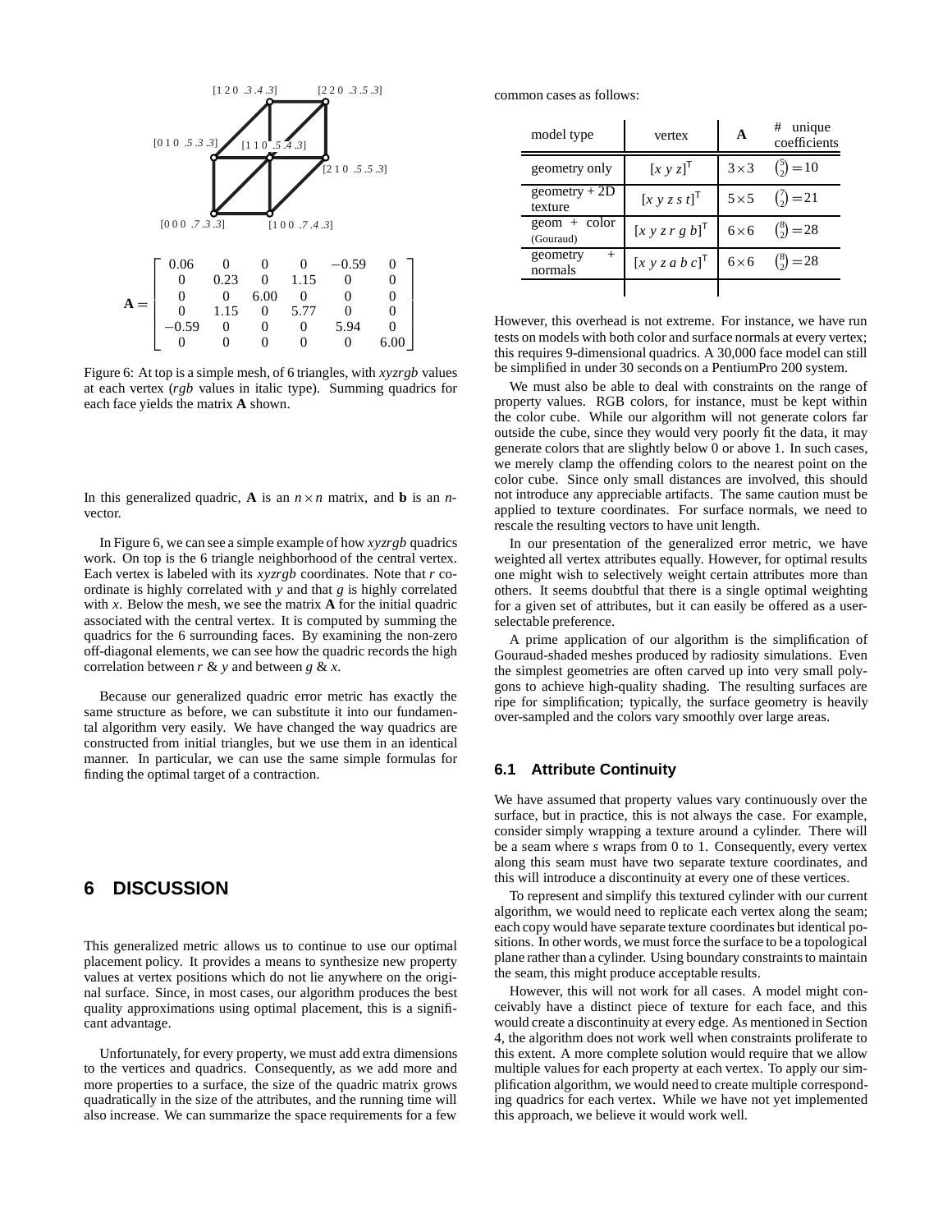[1 2 0 .3 .4 .3]   [2 2 0 .3 .5 .3]

[0 1 0 .5 .3 .3]   [1 1 0 .5 .4 .3]   [2 1 0 .5 .5 .3]

[0 0 0 .7 .3 .3]   [1 0 0 .7 .4 .3]

$$\mathbf{A} = \begin{bmatrix} 0.06 & 0 & 0 & 0 & -0.59 & 0 \\ 0 & 0.23 & 0 & 1.15 & 0 & 0 \\ 0 & 0 & 6.00 & 0 & 0 & 0 \\ 0 & 1.15 & 0 & 5.77 & 0 & 0 \\ -0.59 & 0 & 0 & 0 & 5.94 & 0 \\ 0 & 0 & 0 & 0 & 0 & 6.00 \end{bmatrix}$$

Figure 6: At top is a simple mesh, of 6 triangles, with *xyzrgb* values at each vertex (*rgb* values in italic type). Summing quadrics for each face yields the matrix **A** shown.

In this generalized quadric, **A** is an $n \times n$ matrix, and **b** is an $n$-vector.

In Figure 6, we can see a simple example of how *xyzrgb* quadrics work. On top is the 6 triangle neighborhood of the central vertex. Each vertex is labeled with its *xyzrgb* coordinates. Note that $r$ coordinate is highly correlated with $y$ and that $g$ is highly correlated with $x$. Below the mesh, we see the matrix **A** for the initial quadric associated with the central vertex. It is computed by summing the quadrics for the 6 surrounding faces. By examining the non-zero off-diagonal elements, we can see how the quadric records the high correlation between $r$ & $y$ and between $g$ & $x$.

Because our generalized quadric error metric has exactly the same structure as before, we can substitute it into our fundamental algorithm very easily. We have changed the way quadrics are constructed from initial triangles, but we use them in an identical manner. In particular, we can use the same simple formulas for finding the optimal target of a contraction.

# 6 DISCUSSION

This generalized metric allows us to continue to use our optimal placement policy. It provides a means to synthesize new property values at vertex positions which do not lie anywhere on the original surface. Since, in most cases, our algorithm produces the best quality approximations using optimal placement, this is a significant advantage.

Unfortunately, for every property, we must add extra dimensions to the vertices and quadrics. Consequently, as we add more and more properties to a surface, the size of the quadric matrix grows quadratically in the size of the attributes, and the running time will also increase. We can summarize the space requirements for a few common cases as follows:

| model type | vertex | **A** | # unique coefficients |
|---|---|---|---|
| geometry only | $[x\ y\ z]^{\mathsf{T}}$ | $3\times3$ | $\binom{5}{2}=10$ |
| geometry + 2D texture | $[x\ y\ z\ s\ t]^{\mathsf{T}}$ | $5\times5$ | $\binom{7}{2}=21$ |
| geom + color (Gouraud) | $[x\ y\ z\ r\ g\ b]^{\mathsf{T}}$ | $6\times6$ | $\binom{8}{2}=28$ |
| geometry + normals | $[x\ y\ z\ a\ b\ c]^{\mathsf{T}}$ | $6\times6$ | $\binom{8}{2}=28$ |
| | | | |

However, this overhead is not extreme. For instance, we have run tests on models with both color and surface normals at every vertex; this requires 9-dimensional quadrics. A 30,000 face model can still be simplified in under 30 seconds on a PentiumPro 200 system.

We must also be able to deal with constraints on the range of property values. RGB colors, for instance, must be kept within the color cube. While our algorithm will not generate colors far outside the cube, since they would very poorly fit the data, it may generate colors that are slightly below 0 or above 1. In such cases, we merely clamp the offending colors to the nearest point on the color cube. Since only small distances are involved, this should not introduce any appreciable artifacts. The same caution must be applied to texture coordinates. For surface normals, we need to rescale the resulting vectors to have unit length.

In our presentation of the generalized error metric, we have weighted all vertex attributes equally. However, for optimal results one might wish to selectively weight certain attributes more than others. It seems doubtful that there is a single optimal weighting for a given set of attributes, but it can easily be offered as a user-selectable preference.

A prime application of our algorithm is the simplification of Gouraud-shaded meshes produced by radiosity simulations. Even the simplest geometries are often carved up into very small polygons to achieve high-quality shading. The resulting surfaces are ripe for simplification; typically, the surface geometry is heavily over-sampled and the colors vary smoothly over large areas.

## 6.1 Attribute Continuity

We have assumed that property values vary continuously over the surface, but in practice, this is not always the case. For example, consider simply wrapping a texture around a cylinder. There will be a seam where $s$ wraps from 0 to 1. Consequently, every vertex along this seam must have two separate texture coordinates, and this will introduce a discontinuity at every one of these vertices.

To represent and simplify this textured cylinder with our current algorithm, we would need to replicate each vertex along the seam; each copy would have separate texture coordinates but identical positions. In other words, we must force the surface to be a topological plane rather than a cylinder. Using boundary constraints to maintain the seam, this might produce acceptable results.

However, this will not work for all cases. A model might conceivably have a distinct piece of texture for each face, and this would create a discontinuity at every edge. As mentioned in Section 4, the algorithm does not work well when constraints proliferate to this extent. A more complete solution would require that we allow multiple values for each property at each vertex. To apply our simplification algorithm, we would need to create multiple corresponding quadrics for each vertex. While we have not yet implemented this approach, we believe it would work well.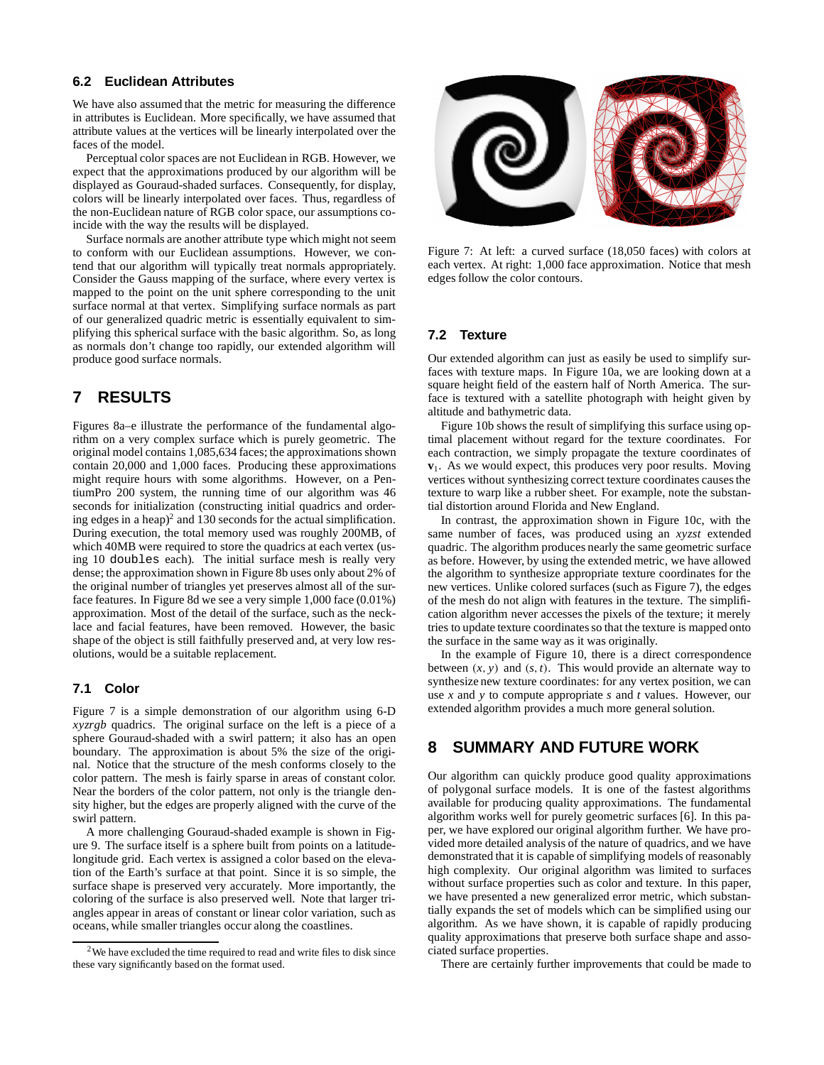### 6.2 Euclidean Attributes

We have also assumed that the metric for measuring the difference in attributes is Euclidean. More specifically, we have assumed that attribute values at the vertices will be linearly interpolated over the faces of the model.

Perceptual color spaces are not Euclidean in RGB. However, we expect that the approximations produced by our algorithm will be displayed as Gouraud-shaded surfaces. Consequently, for display, colors will be linearly interpolated over faces. Thus, regardless of the non-Euclidean nature of RGB color space, our assumptions coincide with the way the results will be displayed.

Surface normals are another attribute type which might not seem to conform with our Euclidean assumptions. However, we contend that our algorithm will typically treat normals appropriately. Consider the Gauss mapping of the surface, where every vertex is mapped to the point on the unit sphere corresponding to the unit surface normal at that vertex. Simplifying surface normals as part of our generalized quadric metric is essentially equivalent to simplifying this spherical surface with the basic algorithm. So, as long as normals don't change too rapidly, our extended algorithm will produce good surface normals.

## 7 RESULTS

Figures 8a–e illustrate the performance of the fundamental algorithm on a very complex surface which is purely geometric. The original model contains 1,085,634 faces; the approximations shown contain 20,000 and 1,000 faces. Producing these approximations might require hours with some algorithms. However, on a PentiumPro 200 system, the running time of our algorithm was 46 seconds for initialization (constructing initial quadrics and ordering edges in a heap)[2] and 130 seconds for the actual simplification. During execution, the total memory used was roughly 200MB, of which 40MB were required to store the quadrics at each vertex (using 10 `doubles` each). The initial surface mesh is really very dense; the approximation shown in Figure 8b uses only about 2% of the original number of triangles yet preserves almost all of the surface features. In Figure 8d we see a very simple 1,000 face (0.01%) approximation. Most of the detail of the surface, such as the necklace and facial features, have been removed. However, the basic shape of the object is still faithfully preserved and, at very low resolutions, would be a suitable replacement.

### 7.1 Color

Figure 7 is a simple demonstration of our algorithm using 6-D *xyzrgb* quadrics. The original surface on the left is a piece of a sphere Gouraud-shaded with a swirl pattern; it also has an open boundary. The approximation is about 5% the size of the original. Notice that the structure of the mesh conforms closely to the color pattern. The mesh is fairly sparse in areas of constant color. Near the borders of the color pattern, not only is the triangle density higher, but the edges are properly aligned with the curve of the swirl pattern.

A more challenging Gouraud-shaded example is shown in Figure 9. The surface itself is a sphere built from points on a latitude-longitude grid. Each vertex is assigned a color based on the elevation of the Earth's surface at that point. Since it is so simple, the surface shape is preserved very accurately. More importantly, the coloring of the surface is also preserved well. Note that larger triangles appear in areas of constant or linear color variation, such as oceans, while smaller triangles occur along the coastlines.

[2] We have excluded the time required to read and write files to disk since these vary significantly based on the format used.

Figure 7: At left: a curved surface (18,050 faces) with colors at each vertex. At right: 1,000 face approximation. Notice that mesh edges follow the color contours.

### 7.2 Texture

Our extended algorithm can just as easily be used to simplify surfaces with texture maps. In Figure 10a, we are looking down at a square height field of the eastern half of North America. The surface is textured with a satellite photograph with height given by altitude and bathymetric data.

Figure 10b shows the result of simplifying this surface using optimal placement without regard for the texture coordinates. For each contraction, we simply propagate the texture coordinates of $\mathbf{v}_1$. As we would expect, this produces very poor results. Moving vertices without synthesizing correct texture coordinates causes the texture to warp like a rubber sheet. For example, note the substantial distortion around Florida and New England.

In contrast, the approximation shown in Figure 10c, with the same number of faces, was produced using an *xyzst* extended quadric. The algorithm produces nearly the same geometric surface as before. However, by using the extended metric, we have allowed the algorithm to synthesize appropriate texture coordinates for the new vertices. Unlike colored surfaces (such as Figure 7), the edges of the mesh do not align with features in the texture. The simplification algorithm never accesses the pixels of the texture; it merely tries to update texture coordinates so that the texture is mapped onto the surface in the same way as it was originally.

In the example of Figure 10, there is a direct correspondence between $(x, y)$ and $(s, t)$. This would provide an alternate way to synthesize new texture coordinates: for any vertex position, we can use $x$ and $y$ to compute appropriate $s$ and $t$ values. However, our extended algorithm provides a much more general solution.

## 8 SUMMARY AND FUTURE WORK

Our algorithm can quickly produce good quality approximations of polygonal surface models. It is one of the fastest algorithms available for producing quality approximations. The fundamental algorithm works well for purely geometric surfaces [6]. In this paper, we have explored our original algorithm further. We have provided more detailed analysis of the nature of quadrics, and we have demonstrated that it is capable of simplifying models of reasonably high complexity. Our original algorithm was limited to surfaces without surface properties such as color and texture. In this paper, we have presented a new generalized error metric, which substantially expands the set of models which can be simplified using our algorithm. As we have shown, it is capable of rapidly producing quality approximations that preserve both surface shape and associated surface properties.

There are certainly further improvements that could be made to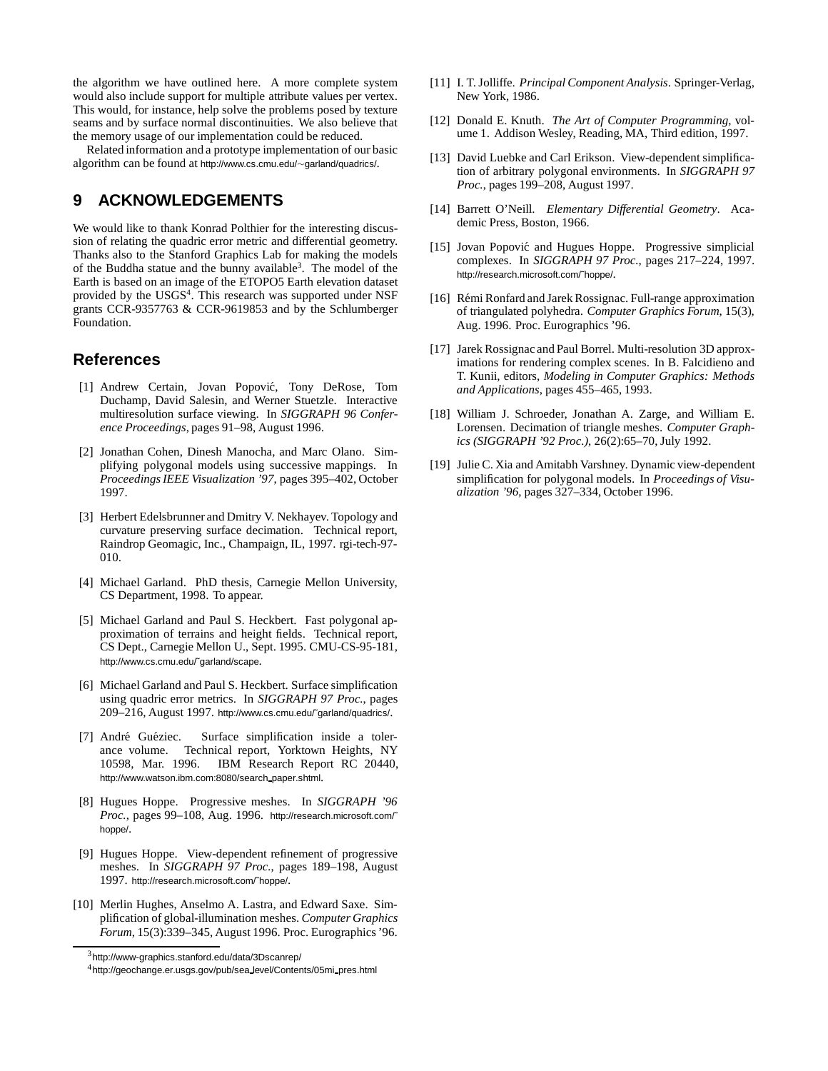the algorithm we have outlined here. A more complete system would also include support for multiple attribute values per vertex. This would, for instance, help solve the problems posed by texture seams and by surface normal discontinuities. We also believe that the memory usage of our implementation could be reduced.

Related information and a prototype implementation of our basic algorithm can be found at http://www.cs.cmu.edu/~garland/quadrics/.

# 9 ACKNOWLEDGEMENTS

We would like to thank Konrad Polthier for the interesting discussion of relating the quadric error metric and differential geometry. Thanks also to the Stanford Graphics Lab for making the models of the Buddha statue and the bunny available[3]. The model of the Earth is based on an image of the ETOPO5 Earth elevation dataset provided by the USGS[4]. This research was supported under NSF grants CCR-9357763 & CCR-9619853 and by the Schlumberger Foundation.

# References

[1] Andrew Certain, Jovan Popović, Tony DeRose, Tom Duchamp, David Salesin, and Werner Stuetzle. Interactive multiresolution surface viewing. In *SIGGRAPH 96 Conference Proceedings*, pages 91–98, August 1996.

[2] Jonathan Cohen, Dinesh Manocha, and Marc Olano. Simplifying polygonal models using successive mappings. In *Proceedings IEEE Visualization '97*, pages 395–402, October 1997.

[3] Herbert Edelsbrunner and Dmitry V. Nekhayev. Topology and curvature preserving surface decimation. Technical report, Raindrop Geomagic, Inc., Champaign, IL, 1997. rgi-tech-97-010.

[4] Michael Garland. PhD thesis, Carnegie Mellon University, CS Department, 1998. To appear.

[5] Michael Garland and Paul S. Heckbert. Fast polygonal approximation of terrains and height fields. Technical report, CS Dept., Carnegie Mellon U., Sept. 1995. CMU-CS-95-181, http://www.cs.cmu.edu/~garland/scape.

[6] Michael Garland and Paul S. Heckbert. Surface simplification using quadric error metrics. In *SIGGRAPH 97 Proc.*, pages 209–216, August 1997. http://www.cs.cmu.edu/~garland/quadrics/.

[7] André Guéziec. Surface simplification inside a tolerance volume. Technical report, Yorktown Heights, NY 10598, Mar. 1996. IBM Research Report RC 20440, http://www.watson.ibm.com:8080/search_paper.shtml.

[8] Hugues Hoppe. Progressive meshes. In *SIGGRAPH '96 Proc.*, pages 99–108, Aug. 1996. http://research.microsoft.com/~hoppe/.

[9] Hugues Hoppe. View-dependent refinement of progressive meshes. In *SIGGRAPH 97 Proc.*, pages 189–198, August 1997. http://research.microsoft.com/~hoppe/.

[10] Merlin Hughes, Anselmo A. Lastra, and Edward Saxe. Simplification of global-illumination meshes. *Computer Graphics Forum*, 15(3):339–345, August 1996. Proc. Eurographics '96.

[11] I. T. Jolliffe. *Principal Component Analysis*. Springer-Verlag, New York, 1986.

[12] Donald E. Knuth. *The Art of Computer Programming*, volume 1. Addison Wesley, Reading, MA, Third edition, 1997.

[13] David Luebke and Carl Erikson. View-dependent simplification of arbitrary polygonal environments. In *SIGGRAPH 97 Proc.*, pages 199–208, August 1997.

[14] Barrett O'Neill. *Elementary Differential Geometry*. Academic Press, Boston, 1966.

[15] Jovan Popović and Hugues Hoppe. Progressive simplicial complexes. In *SIGGRAPH 97 Proc.*, pages 217–224, 1997. http://research.microsoft.com/~hoppe/.

[16] Rémi Ronfard and Jarek Rossignac. Full-range approximation of triangulated polyhedra. *Computer Graphics Forum*, 15(3), Aug. 1996. Proc. Eurographics '96.

[17] Jarek Rossignac and Paul Borrel. Multi-resolution 3D approximations for rendering complex scenes. In B. Falcidieno and T. Kunii, editors, *Modeling in Computer Graphics: Methods and Applications*, pages 455–465, 1993.

[18] William J. Schroeder, Jonathan A. Zarge, and William E. Lorensen. Decimation of triangle meshes. *Computer Graphics (SIGGRAPH '92 Proc.)*, 26(2):65–70, July 1992.

[19] Julie C. Xia and Amitabh Varshney. Dynamic view-dependent simplification for polygonal models. In *Proceedings of Visualization '96*, pages 327–334, October 1996.

---

[3] http://www-graphics.stanford.edu/data/3Dscanrep/

[4] http://geochange.er.usgs.gov/pub/sea_level/Contents/05mi_pres.html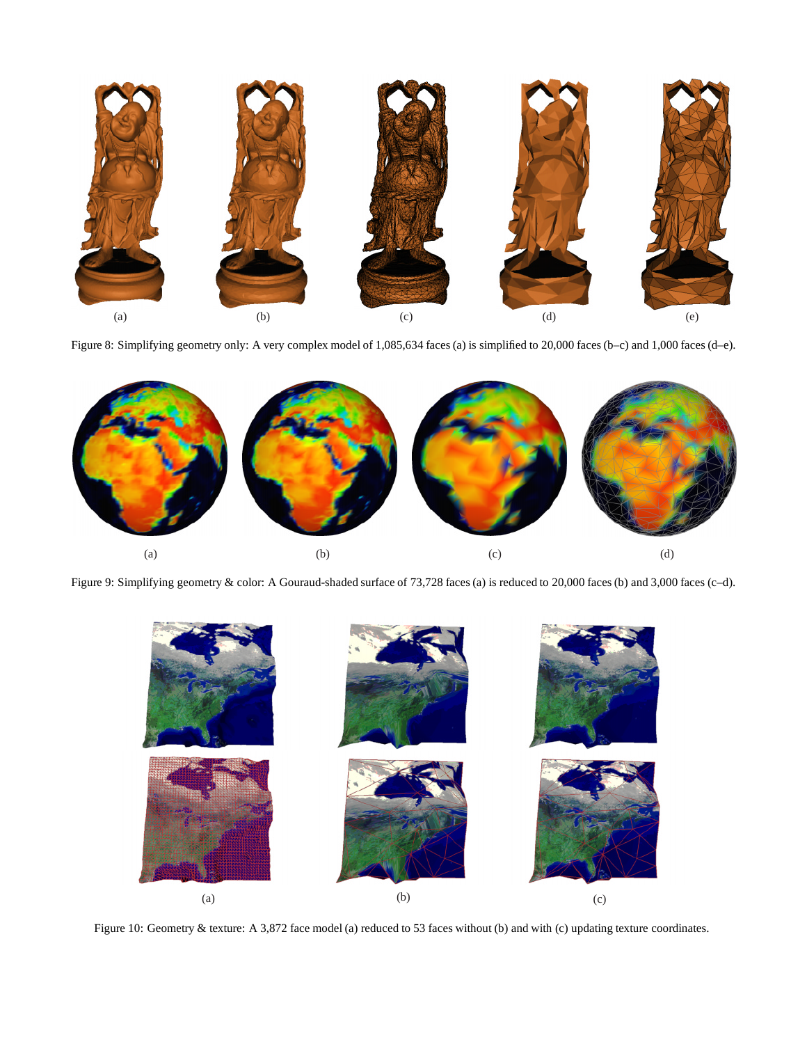(a) (b) (c) (d) (e)

Figure 8: Simplifying geometry only: A very complex model of 1,085,634 faces (a) is simplified to 20,000 faces (b–c) and 1,000 faces (d–e).

(a) (b) (c) (d)

Figure 9: Simplifying geometry & color: A Gouraud-shaded surface of 73,728 faces (a) is reduced to 20,000 faces (b) and 3,000 faces (c–d).

(a) (b) (c)

Figure 10: Geometry & texture: A 3,872 face model (a) reduced to 53 faces without (b) and with (c) updating texture coordinates.